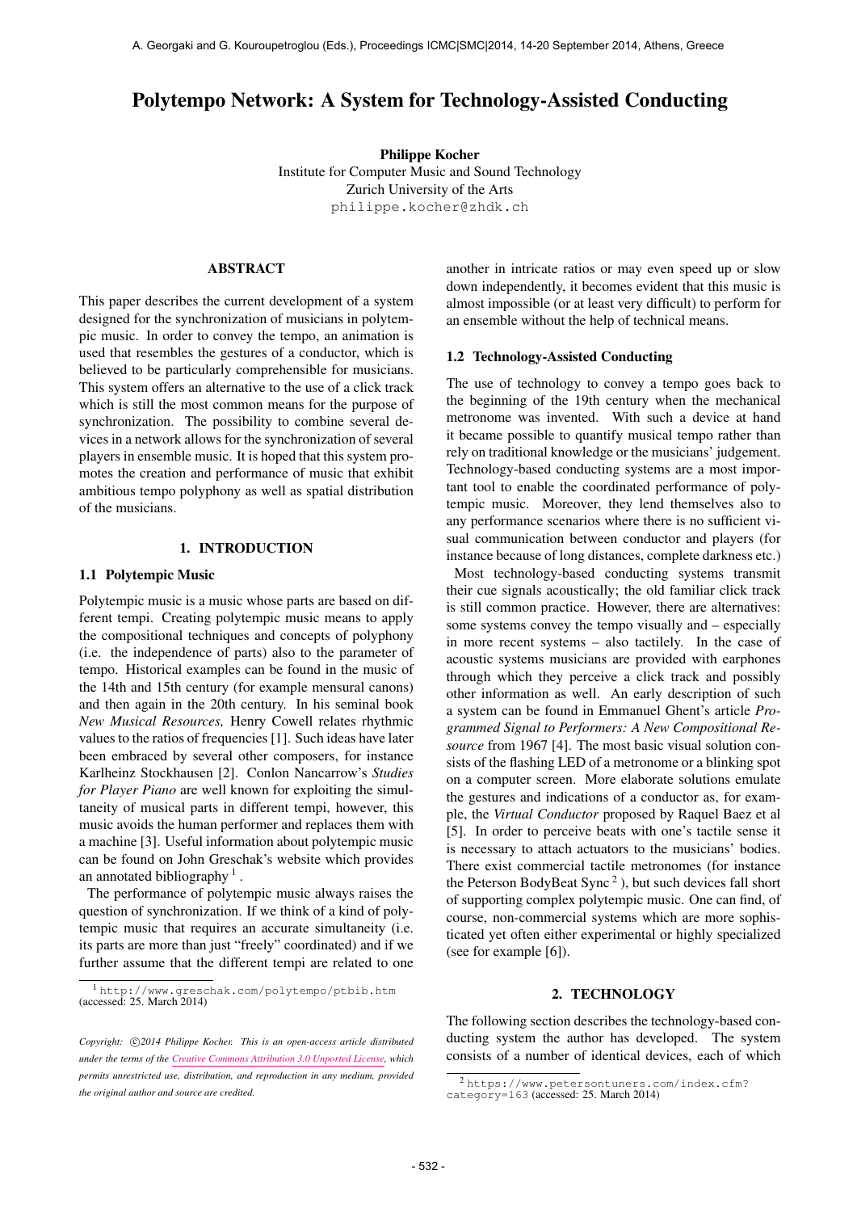# Polytempo Network: A System for Technology-Assisted Conducting

**Philippe Kocher**
Institute for Computer Music and Sound Technology
Zurich University of the Arts
philippe.kocher@zhdk.ch

## ABSTRACT

This paper describes the current development of a system designed for the synchronization of musicians in polytempic music. In order to convey the tempo, an animation is used that resembles the gestures of a conductor, which is believed to be particularly comprehensible for musicians. This system offers an alternative to the use of a click track which is still the most common means for the purpose of synchronization. The possibility to combine several devices in a network allows for the synchronization of several players in ensemble music. It is hoped that this system promotes the creation and performance of music that exhibit ambitious tempo polyphony as well as spatial distribution of the musicians.

## 1. INTRODUCTION

### 1.1 Polytempic Music

Polytempic music is a music whose parts are based on different tempi. Creating polytempic music means to apply the compositional techniques and concepts of polyphony (i.e. the independence of parts) also to the parameter of tempo. Historical examples can be found in the music of the 14th and 15th century (for example mensural canons) and then again in the 20th century. In his seminal book *New Musical Resources,* Henry Cowell relates rhythmic values to the ratios of frequencies [1]. Such ideas have later been embraced by several other composers, for instance Karlheinz Stockhausen [2]. Conlon Nancarrow's *Studies for Player Piano* are well known for exploiting the simultaneity of musical parts in different tempi, however, this music avoids the human performer and replaces them with a machine [3]. Useful information about polytempic music can be found on John Greschak's website which provides an annotated bibliography [1].

The performance of polytempic music always raises the question of synchronization. If we think of a kind of polytempic music that requires an accurate simultaneity (i.e. its parts are more than just "freely" coordinated) and if we further assume that the different tempi are related to one another in intricate ratios or may even speed up or slow down independently, it becomes evident that this music is almost impossible (or at least very difficult) to perform for an ensemble without the help of technical means.

### 1.2 Technology-Assisted Conducting

The use of technology to convey a tempo goes back to the beginning of the 19th century when the mechanical metronome was invented. With such a device at hand it became possible to quantify musical tempo rather than rely on traditional knowledge or the musicians' judgement. Technology-based conducting systems are a most important tool to enable the coordinated performance of polytempic music. Moreover, they lend themselves also to any performance scenarios where there is no sufficient visual communication between conductor and players (for instance because of long distances, complete darkness etc.)

Most technology-based conducting systems transmit their cue signals acoustically; the old familiar click track is still common practice. However, there are alternatives: some systems convey the tempo visually and – especially in more recent systems – also tactilely. In the case of acoustic systems musicians are provided with earphones through which they perceive a click track and possibly other information as well. An early description of such a system can be found in Emmanuel Ghent's article *Programmed Signal to Performers: A New Compositional Resource* from 1967 [4]. The most basic visual solution consists of the flashing LED of a metronome or a blinking spot on a computer screen. More elaborate solutions emulate the gestures and indications of a conductor as, for example, the *Virtual Conductor* proposed by Raquel Baez et al [5]. In order to perceive beats with one's tactile sense it is necessary to attach actuators to the musicians' bodies. There exist commercial tactile metronomes (for instance the Peterson BodyBeat Sync [2]), but such devices fall short of supporting complex polytempic music. One can find, of course, non-commercial systems which are more sophisticated yet often either experimental or highly specialized (see for example [6]).

## 2. TECHNOLOGY

The following section describes the technology-based conducting system the author has developed. The system consists of a number of identical devices, each of which

---

[1] http://www.greschak.com/polytempo/ptbib.htm (accessed: 25. March 2014)

[2] https://www.petersontuners.com/index.cfm?category=163 (accessed: 25. March 2014)

*Copyright: ©2014 Philippe Kocher. This is an open-access article distributed under the terms of the Creative Commons Attribution 3.0 Unported License, which permits unrestricted use, distribution, and reproduction in any medium, provided the original author and source are credited.*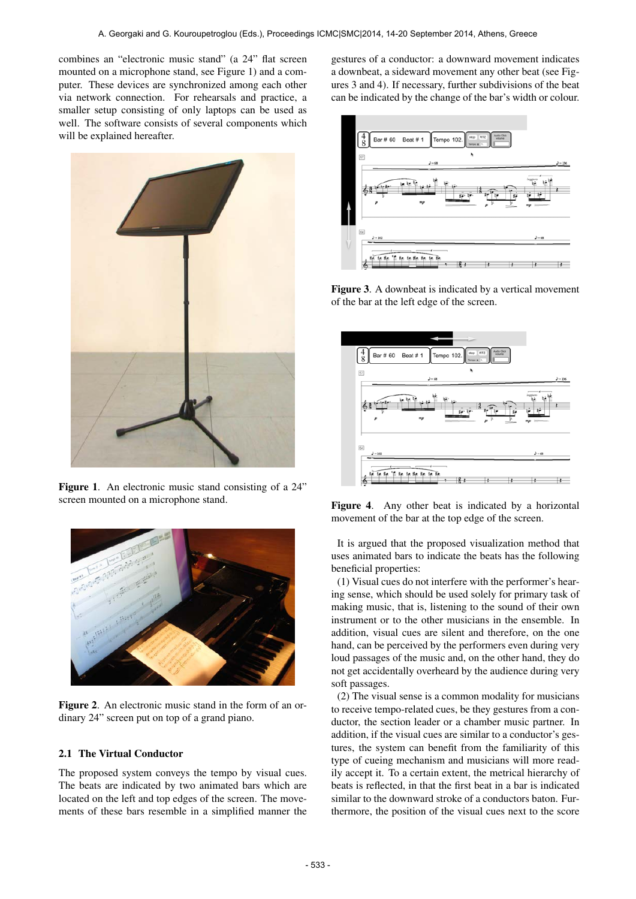combines an "electronic music stand" (a 24" flat screen mounted on a microphone stand, see Figure 1) and a computer. These devices are synchronized among each other via network connection. For rehearsals and practice, a smaller setup consisting of only laptops can be used as well. The software consists of several components which will be explained hereafter.

**Figure 1**. An electronic music stand consisting of a 24" screen mounted on a microphone stand.

**Figure 2**. An electronic music stand in the form of an ordinary 24" screen put on top of a grand piano.

### 2.1 The Virtual Conductor

The proposed system conveys the tempo by visual cues. The beats are indicated by two animated bars which are located on the left and top edges of the screen. The movements of these bars resemble in a simplified manner the gestures of a conductor: a downward movement indicates a downbeat, a sideward movement any other beat (see Figures 3 and 4). If necessary, further subdivisions of the beat can be indicated by the change of the bar's width or colour.

**Figure 3**. A downbeat is indicated by a vertical movement of the bar at the left edge of the screen.

**Figure 4**. Any other beat is indicated by a horizontal movement of the bar at the top edge of the screen.

It is argued that the proposed visualization method that uses animated bars to indicate the beats has the following beneficial properties:

(1) Visual cues do not interfere with the performer's hearing sense, which should be used solely for primary task of making music, that is, listening to the sound of their own instrument or to the other musicians in the ensemble. In addition, visual cues are silent and therefore, on the one hand, can be perceived by the performers even during very loud passages of the music and, on the other hand, they do not get accidentally overheard by the audience during very soft passages.

(2) The visual sense is a common modality for musicians to receive tempo-related cues, be they gestures from a conductor, the section leader or a chamber music partner. In addition, if the visual cues are similar to a conductor's gestures, the system can benefit from the familiarity of this type of cueing mechanism and musicians will more readily accept it. To a certain extent, the metrical hierarchy of beats is reflected, in that the first beat in a bar is indicated similar to the downward stroke of a conductors baton. Furthermore, the position of the visual cues next to the score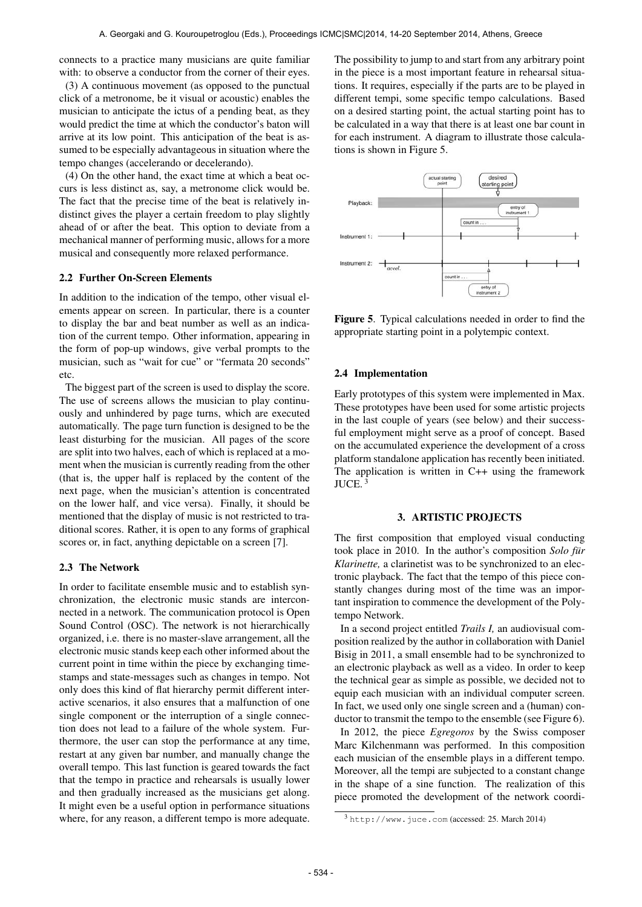connects to a practice many musicians are quite familiar with: to observe a conductor from the corner of their eyes.

(3) A continuous movement (as opposed to the punctual click of a metronome, be it visual or acoustic) enables the musician to anticipate the ictus of a pending beat, as they would predict the time at which the conductor's baton will arrive at its low point. This anticipation of the beat is assumed to be especially advantageous in situation where the tempo changes (accelerando or decelerando).

(4) On the other hand, the exact time at which a beat occurs is less distinct as, say, a metronome click would be. The fact that the precise time of the beat is relatively indistinct gives the player a certain freedom to play slightly ahead of or after the beat. This option to deviate from a mechanical manner of performing music, allows for a more musical and consequently more relaxed performance.

### 2.2 Further On-Screen Elements

In addition to the indication of the tempo, other visual elements appear on screen. In particular, there is a counter to display the bar and beat number as well as an indication of the current tempo. Other information, appearing in the form of pop-up windows, give verbal prompts to the musician, such as "wait for cue" or "fermata 20 seconds" etc.

The biggest part of the screen is used to display the score. The use of screens allows the musician to play continuously and unhindered by page turns, which are executed automatically. The page turn function is designed to be the least disturbing for the musician. All pages of the score are split into two halves, each of which is replaced at a moment when the musician is currently reading from the other (that is, the upper half is replaced by the content of the next page, when the musician's attention is concentrated on the lower half, and vice versa). Finally, it should be mentioned that the display of music is not restricted to traditional scores. Rather, it is open to any forms of graphical scores or, in fact, anything depictable on a screen [7].

### 2.3 The Network

In order to facilitate ensemble music and to establish synchronization, the electronic music stands are interconnected in a network. The communication protocol is Open Sound Control (OSC). The network is not hierarchically organized, i.e. there is no master-slave arrangement, all the electronic music stands keep each other informed about the current point in time within the piece by exchanging timestamps and state-messages such as changes in tempo. Not only does this kind of flat hierarchy permit different interactive scenarios, it also ensures that a malfunction of one single component or the interruption of a single connection does not lead to a failure of the whole system. Furthermore, the user can stop the performance at any time, restart at any given bar number, and manually change the overall tempo. This last function is geared towards the fact that the tempo in practice and rehearsals is usually lower and then gradually increased as the musicians get along. It might even be a useful option in performance situations where, for any reason, a different tempo is more adequate.

The possibility to jump to and start from any arbitrary point in the piece is a most important feature in rehearsal situations. It requires, especially if the parts are to be played in different tempi, some specific tempo calculations. Based on a desired starting point, the actual starting point has to be calculated in a way that there is at least one bar count in for each instrument. A diagram to illustrate those calculations is shown in Figure 5.

**Figure 5**. Typical calculations needed in order to find the appropriate starting point in a polytempic context.

### 2.4 Implementation

Early prototypes of this system were implemented in Max. These prototypes have been used for some artistic projects in the last couple of years (see below) and their successful employment might serve as a proof of concept. Based on the accumulated experience the development of a cross platform standalone application has recently been initiated. The application is written in C++ using the framework JUCE. [3]

## 3. ARTISTIC PROJECTS

The first composition that employed visual conducting took place in 2010. In the author's composition *Solo für Klarinette,* a clarinetist was to be synchronized to an electronic playback. The fact that the tempo of this piece constantly changes during most of the time was an important inspiration to commence the development of the Polytempo Network.

In a second project entitled *Trails I,* an audiovisual composition realized by the author in collaboration with Daniel Bisig in 2011, a small ensemble had to be synchronized to an electronic playback as well as a video. In order to keep the technical gear as simple as possible, we decided not to equip each musician with an individual computer screen. In fact, we used only one single screen and a (human) conductor to transmit the tempo to the ensemble (see Figure 6).

In 2012, the piece *Egregoros* by the Swiss composer Marc Kilchenmann was performed. In this composition each musician of the ensemble plays in a different tempo. Moreover, all the tempi are subjected to a constant change in the shape of a sine function. The realization of this piece promoted the development of the network coordi-

[3] http://www.juce.com (accessed: 25. March 2014)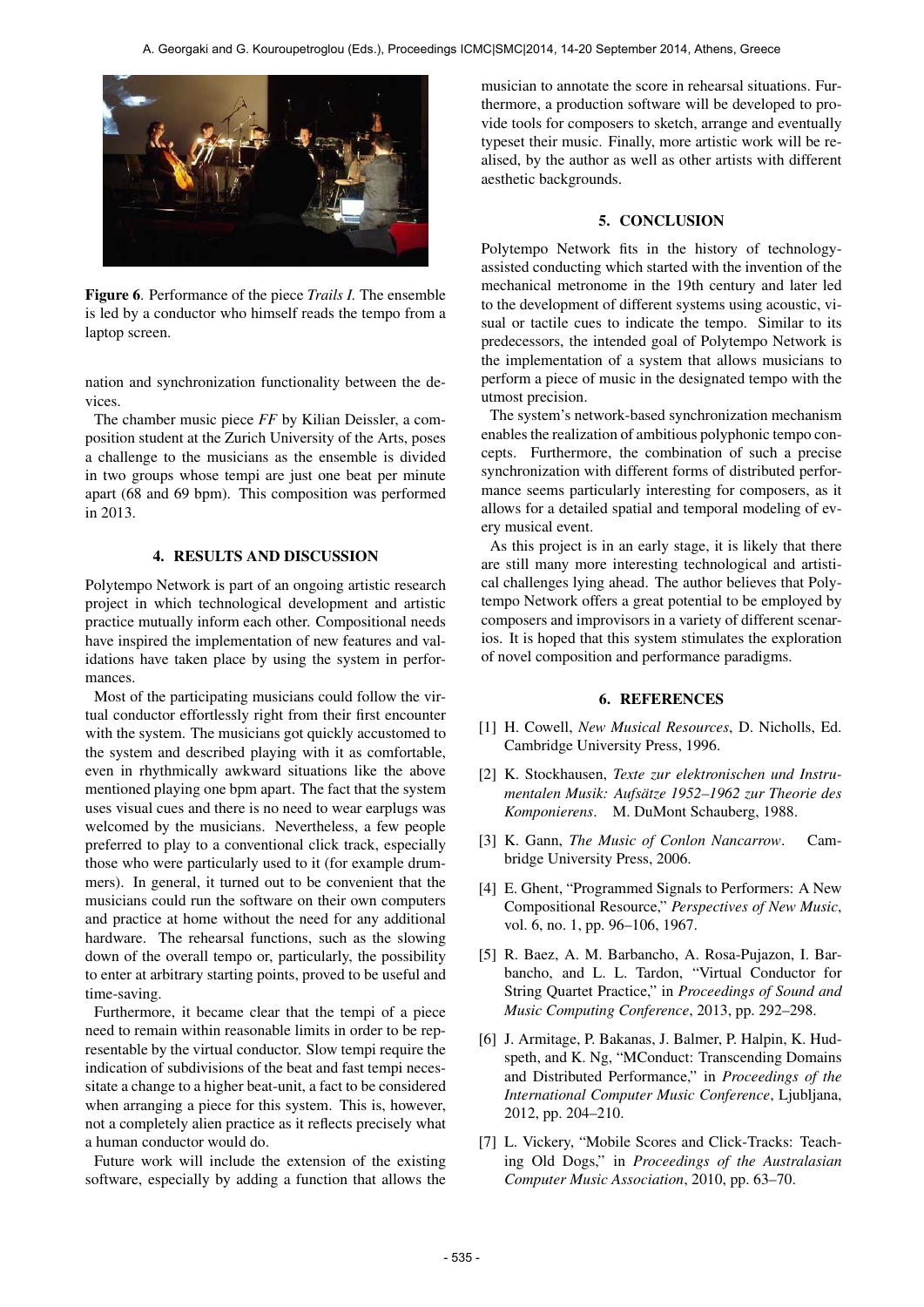Figure 6. Performance of the piece *Trails I*. The ensemble is led by a conductor who himself reads the tempo from a laptop screen.

nation and synchronization functionality between the devices.

The chamber music piece *FF* by Kilian Deissler, a composition student at the Zurich University of the Arts, poses a challenge to the musicians as the ensemble is divided in two groups whose tempi are just one beat per minute apart (68 and 69 bpm). This composition was performed in 2013.

## 4. RESULTS AND DISCUSSION

Polytempo Network is part of an ongoing artistic research project in which technological development and artistic practice mutually inform each other. Compositional needs have inspired the implementation of new features and validations have taken place by using the system in performances.

Most of the participating musicians could follow the virtual conductor effortlessly right from their first encounter with the system. The musicians got quickly accustomed to the system and described playing with it as comfortable, even in rhythmically awkward situations like the above mentioned playing one bpm apart. The fact that the system uses visual cues and there is no need to wear earplugs was welcomed by the musicians. Nevertheless, a few people preferred to play to a conventional click track, especially those who were particularly used to it (for example drummers). In general, it turned out to be convenient that the musicians could run the software on their own computers and practice at home without the need for any additional hardware. The rehearsal functions, such as the slowing down of the overall tempo or, particularly, the possibility to enter at arbitrary starting points, proved to be useful and time-saving.

Furthermore, it became clear that the tempi of a piece need to remain within reasonable limits in order to be representable by the virtual conductor. Slow tempi require the indication of subdivisions of the beat and fast tempi necessitate a change to a higher beat-unit, a fact to be considered when arranging a piece for this system. This is, however, not a completely alien practice as it reflects precisely what a human conductor would do.

Future work will include the extension of the existing software, especially by adding a function that allows the musician to annotate the score in rehearsal situations. Furthermore, a production software will be developed to provide tools for composers to sketch, arrange and eventually typeset their music. Finally, more artistic work will be realised, by the author as well as other artists with different aesthetic backgrounds.

## 5. CONCLUSION

Polytempo Network fits in the history of technology-assisted conducting which started with the invention of the mechanical metronome in the 19th century and later led to the development of different systems using acoustic, visual or tactile cues to indicate the tempo. Similar to its predecessors, the intended goal of Polytempo Network is the implementation of a system that allows musicians to perform a piece of music in the designated tempo with the utmost precision.

The system's network-based synchronization mechanism enables the realization of ambitious polyphonic tempo concepts. Furthermore, the combination of such a precise synchronization with different forms of distributed performance seems particularly interesting for composers, as it allows for a detailed spatial and temporal modeling of every musical event.

As this project is in an early stage, it is likely that there are still many more interesting technological and artistical challenges lying ahead. The author believes that Polytempo Network offers a great potential to be employed by composers and improvisors in a variety of different scenarios. It is hoped that this system stimulates the exploration of novel composition and performance paradigms.

## 6. REFERENCES

[1] H. Cowell, *New Musical Resources*, D. Nicholls, Ed. Cambridge University Press, 1996.

[2] K. Stockhausen, *Texte zur elektronischen und Instrumentalen Musik: Aufsätze 1952–1962 zur Theorie des Komponierens*. M. DuMont Schauberg, 1988.

[3] K. Gann, *The Music of Conlon Nancarrow*. Cambridge University Press, 2006.

[4] E. Ghent, "Programmed Signals to Performers: A New Compositional Resource," *Perspectives of New Music*, vol. 6, no. 1, pp. 96–106, 1967.

[5] R. Baez, A. M. Barbancho, A. Rosa-Pujazon, I. Barbancho, and L. L. Tardon, "Virtual Conductor for String Quartet Practice," in *Proceedings of Sound and Music Computing Conference*, 2013, pp. 292–298.

[6] J. Armitage, P. Bakanas, J. Balmer, P. Halpin, K. Hudspeth, and K. Ng, "MConduct: Transcending Domains and Distributed Performance," in *Proceedings of the International Computer Music Conference*, Ljubljana, 2012, pp. 204–210.

[7] L. Vickery, "Mobile Scores and Click-Tracks: Teaching Old Dogs," in *Proceedings of the Australasian Computer Music Association*, 2010, pp. 63–70.